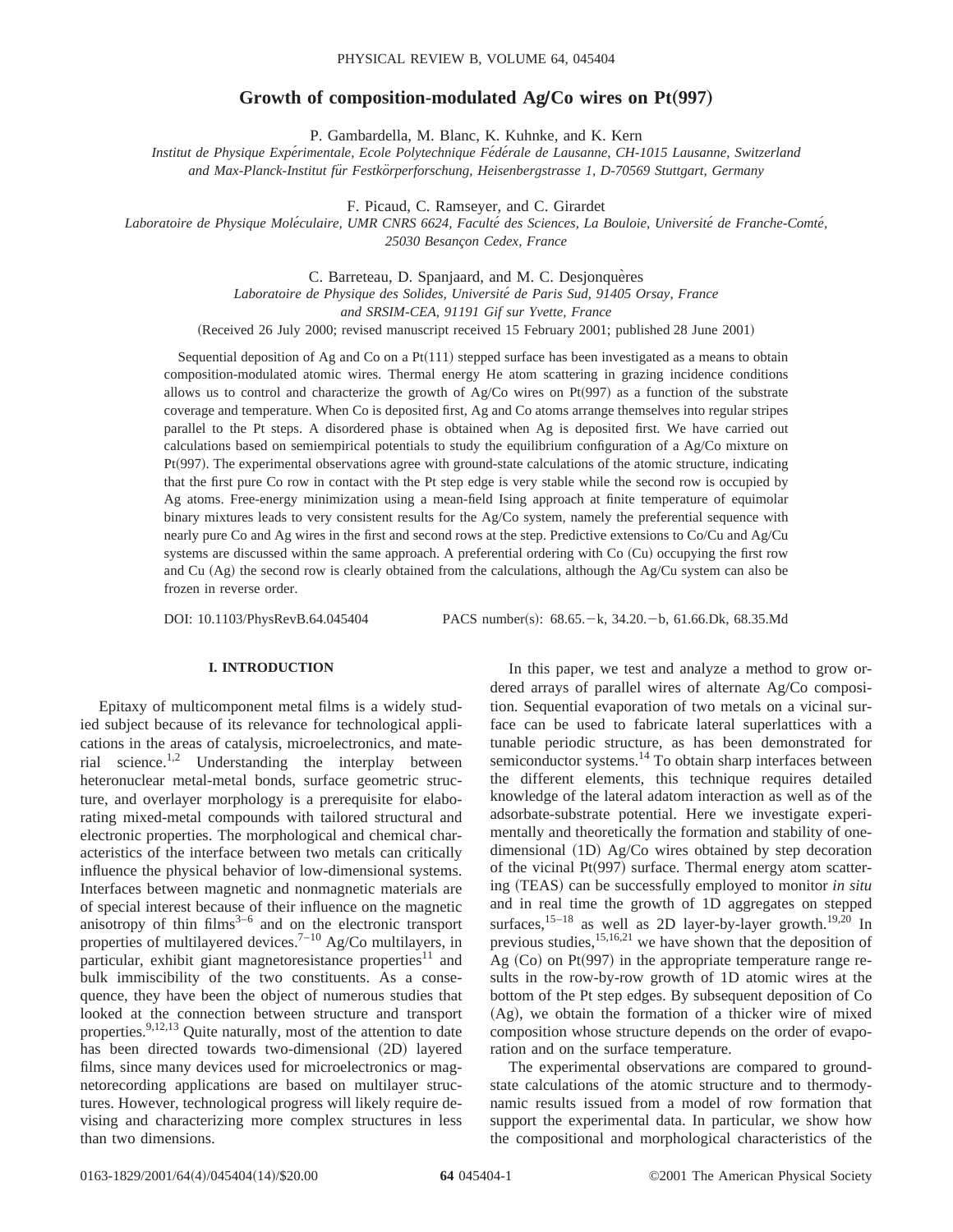# Growth of composition-modulated Ag/Co wires on Pt(997)

P. Gambardella, M. Blanc, K. Kuhnke, and K. Kern

*Institut de Physique Expérimentale, Ecole Polytechnique Fédérale de Lausanne, CH-1015 Lausanne, Switzerland and Max-Planck-Institut für Festkörperforschung, Heisenbergstrasse 1, D-70569 Stuttgart, Germany*

F. Picaud, C. Ramseyer, and C. Girardet

*Laboratoire de Physique Moléculaire, UMR CNRS 6624, Faculté des Sciences, La Bouloie, Université de Franche-Comté, 25030 Besançon Cedex, France*

C. Barreteau, D. Spanjaard, and M. C. Desjonquères

*Laboratoire de Physique des Solides, Université de Paris Sud, 91405 Orsay, France and SRSIM-CEA, 91191 Gif sur Yvette, France*

(Received 26 July 2000; revised manuscript received 15 February 2001; published 28 June 2001)

Sequential deposition of Ag and Co on a Pt(111) stepped surface has been investigated as a means to obtain composition-modulated atomic wires. Thermal energy He atom scattering in grazing incidence conditions allows us to control and characterize the growth of Ag/Co wires on Pt(997) as a function of the substrate coverage and temperature. When Co is deposited first, Ag and Co atoms arrange themselves into regular stripes parallel to the Pt steps. A disordered phase is obtained when Ag is deposited first. We have carried out calculations based on semiempirical potentials to study the equilibrium configuration of a Ag/Co mixture on Pt(997). The experimental observations agree with ground-state calculations of the atomic structure, indicating that the first pure Co row in contact with the Pt step edge is very stable while the second row is occupied by Ag atoms. Free-energy minimization using a mean-field Ising approach at finite temperature of equimolar binary mixtures leads to very consistent results for the Ag/Co system, namely the preferential sequence with nearly pure Co and Ag wires in the first and second rows at the step. Predictive extensions to Co/Cu and Ag/Cu systems are discussed within the same approach. A preferential ordering with Co (Cu) occupying the first row and Cu (Ag) the second row is clearly obtained from the calculations, although the Ag/Cu system can also be frozen in reverse order.

DOI: 10.1103/PhysRevB.64.045404 PACS number(s): 68.65.−k, 34.20.−b, 61.66.Dk, 68.35.Md

## I. INTRODUCTION

Epitaxy of multicomponent metal films is a widely studied subject because of its relevance for technological applications in the areas of catalysis, microelectronics, and material science.[1,2] Understanding the interplay between heteronuclear metal-metal bonds, surface geometric structure, and overlayer morphology is a prerequisite for elaborating mixed-metal compounds with tailored structural and electronic properties. The morphological and chemical characteristics of the interface between two metals can critically influence the physical behavior of low-dimensional systems. Interfaces between magnetic and nonmagnetic materials are of special interest because of their influence on the magnetic anisotropy of thin films[3–6] and on the electronic transport properties of multilayered devices.[7–10] Ag/Co multilayers, in particular, exhibit giant magnetoresistance properties[11] and bulk immiscibility of the two constituents. As a consequence, they have been the object of numerous studies that looked at the connection between structure and transport properties.[9,12,13] Quite naturally, most of the attention to date has been directed towards two-dimensional (2D) layered films, since many devices used for microelectronics or magnetorecording applications are based on multilayer structures. However, technological progress will likely require devising and characterizing more complex structures in less than two dimensions.

In this paper, we test and analyze a method to grow ordered arrays of parallel wires of alternate Ag/Co composition. Sequential evaporation of two metals on a vicinal surface can be used to fabricate lateral superlattices with a tunable periodic structure, as has been demonstrated for semiconductor systems.[14] To obtain sharp interfaces between the different elements, this technique requires detailed knowledge of the lateral adatom interaction as well as of the adsorbate-substrate potential. Here we investigate experimentally and theoretically the formation and stability of one-dimensional (1D) Ag/Co wires obtained by step decoration of the vicinal Pt(997) surface. Thermal energy atom scattering (TEAS) can be successfully employed to monitor *in situ* and in real time the growth of 1D aggregates on stepped surfaces,[15–18] as well as 2D layer-by-layer growth.[19,20] In previous studies,[15,16,21] we have shown that the deposition of Ag (Co) on Pt(997) in the appropriate temperature range results in the row-by-row growth of 1D atomic wires at the bottom of the Pt step edges. By subsequent deposition of Co (Ag), we obtain the formation of a thicker wire of mixed composition whose structure depends on the order of evaporation and on the surface temperature.

The experimental observations are compared to ground-state calculations of the atomic structure and to thermodynamic results issued from a model of row formation that support the experimental data. In particular, we show how the compositional and morphological characteristics of the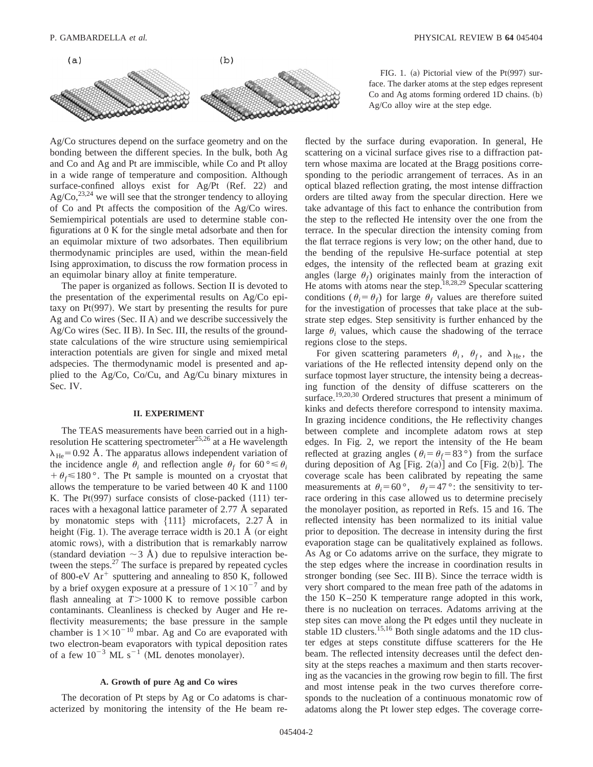FIG. 1. (a) Pictorial view of the Pt(997) surface. The darker atoms at the step edges represent Co and Ag atoms forming ordered 1D chains. (b) Ag/Co alloy wire at the step edge.

Ag/Co structures depend on the surface geometry and on the bonding between the different species. In the bulk, both Ag and Co and Ag and Pt are immiscible, while Co and Pt alloy in a wide range of temperature and composition. Although surface-confined alloys exist for Ag/Pt (Ref. 22) and Ag/Co,[23,24] we will see that the stronger tendency to alloying of Co and Pt affects the composition of the Ag/Co wires. Semiempirical potentials are used to determine stable configurations at 0 K for the single metal adsorbate and then for an equimolar mixture of two adsorbates. Then equilibrium thermodynamic principles are used, within the mean-field Ising approximation, to discuss the row formation process in an equimolar binary alloy at finite temperature.

The paper is organized as follows. Section II is devoted to the presentation of the experimental results on Ag/Co epitaxy on Pt(997). We start by presenting the results for pure Ag and Co wires (Sec. II A) and we describe successively the Ag/Co wires (Sec. II B). In Sec. III, the results of the ground-state calculations of the wire structure using semiempirical interaction potentials are given for single and mixed metal adspecies. The thermodynamic model is presented and applied to the Ag/Co, Co/Cu, and Ag/Cu binary mixtures in Sec. IV.

## II. EXPERIMENT

The TEAS measurements have been carried out in a high-resolution He scattering spectrometer[25,26] at a He wavelength $\lambda_{He}=0.92$ Å. The apparatus allows independent variation of the incidence angle $\theta_i$ and reflection angle $\theta_f$ for $60° \leq \theta_i + \theta_f \leq 180°$. The Pt sample is mounted on a cryostat that allows the temperature to be varied between 40 K and 1100 K. The Pt(997) surface consists of close-packed (111) terraces with a hexagonal lattice parameter of 2.77 Å separated by monatomic steps with {111} microfacets, 2.27 Å in height (Fig. 1). The average terrace width is 20.1 Å (or eight atomic rows), with a distribution that is remarkably narrow (standard deviation $\sim 3$ Å) due to repulsive interaction between the steps.[27] The surface is prepared by repeated cycles of 800-eV $Ar^+$ sputtering and annealing to 850 K, followed by a brief oxygen exposure at a pressure of $1\times10^{-7}$ and by flash annealing at $T>1000$ K to remove possible carbon contaminants. Cleanliness is checked by Auger and He reflectivity measurements; the base pressure in the sample chamber is $1\times10^{-10}$ mbar. Ag and Co are evaporated with two electron-beam evaporators with typical deposition rates of a few $10^{-3}$ ML $s^{-1}$ (ML denotes monolayer).

### A. Growth of pure Ag and Co wires

The decoration of Pt steps by Ag or Co adatoms is characterized by monitoring the intensity of the He beam reflected by the surface during evaporation. In general, He scattering on a vicinal surface gives rise to a diffraction pattern whose maxima are located at the Bragg positions corresponding to the periodic arrangement of terraces. As in an optical blazed reflection grating, the most intense diffraction orders are tilted away from the specular direction. Here we take advantage of this fact to enhance the contribution from the step to the reflected He intensity over the one from the terrace. In the specular direction the intensity coming from the flat terrace regions is very low; on the other hand, due to the bending of the repulsive He-surface potential at step edges, the intensity of the reflected beam at grazing exit angles (large $\theta_f$) originates mainly from the interaction of He atoms with atoms near the step.[18,28,29] Specular scattering conditions ($\theta_i=\theta_f$) for large $\theta_f$ values are therefore suited for the investigation of processes that take place at the substrate step edges. Step sensitivity is further enhanced by the large $\theta_i$ values, which cause the shadowing of the terrace regions close to the steps.

For given scattering parameters $\theta_i$, $\theta_f$, and $\lambda_{He}$, the variations of the He reflected intensity depend only on the surface topmost layer structure, the intensity being a decreasing function of the density of diffuse scatterers on the surface.[19,20,30] Ordered structures that present a minimum of kinks and defects therefore correspond to intensity maxima. In grazing incidence conditions, the He reflectivity changes between complete and incomplete adatom rows at step edges. In Fig. 2, we report the intensity of the He beam reflected at grazing angles ($\theta_i=\theta_f=83°$) from the surface during deposition of Ag [Fig. 2(a)] and Co [Fig. 2(b)]. The coverage scale has been calibrated by repeating the same measurements at $\theta_i=60°$, $\theta_f=47°$: the sensitivity to terrace ordering in this case allowed us to determine precisely the monolayer position, as reported in Refs. 15 and 16. The reflected intensity has been normalized to its initial value prior to deposition. The decrease in intensity during the first evaporation stage can be qualitatively explained as follows. As Ag or Co adatoms arrive on the surface, they migrate to the step edges where the increase in coordination results in stronger bonding (see Sec. III B). Since the terrace width is very short compared to the mean free path of the adatoms in the 150 K–250 K temperature range adopted in this work, there is no nucleation on terraces. Adatoms arriving at the step sites can move along the Pt edges until they nucleate in stable 1D clusters.[15,16] Both single adatoms and the 1D cluster edges at steps constitute diffuse scatterers for the He beam. The reflected intensity decreases until the defect density at the steps reaches a maximum and then starts recovering as the vacancies in the growing row begin to fill. The first and most intense peak in the two curves therefore corresponds to the nucleation of a continuous monatomic row of adatoms along the Pt lower step edges. The coverage corre-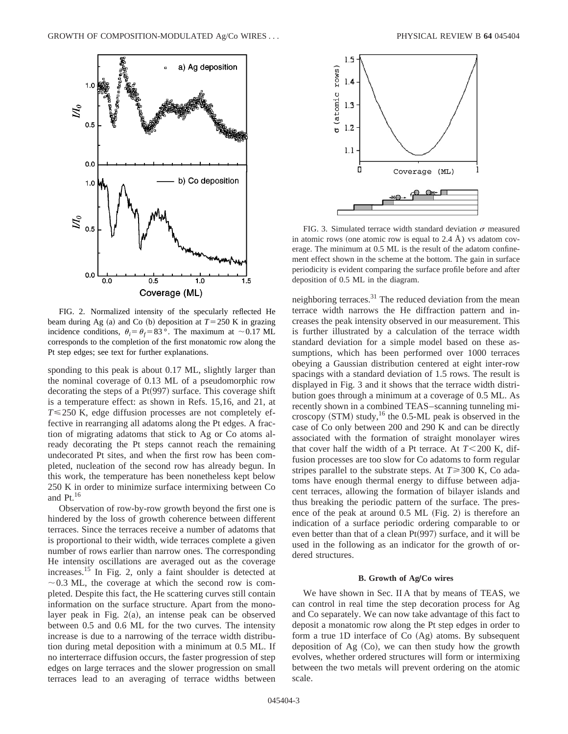FIG. 2. Normalized intensity of the specularly reflected He beam during Ag (a) and Co (b) deposition at $T=250$ K in grazing incidence conditions, $\theta_i=\theta_f=83°$. The maximum at $\sim 0.17$ ML corresponds to the completion of the first monatomic row along the Pt step edges; see text for further explanations.

sponding to this peak is about 0.17 ML, slightly larger than the nominal coverage of 0.13 ML of a pseudomorphic row decorating the steps of a Pt(997) surface. This coverage shift is a temperature effect: as shown in Refs. 15,16, and 21, at $T \leq 250$ K, edge diffusion processes are not completely effective in rearranging all adatoms along the Pt edges. A fraction of migrating adatoms that stick to Ag or Co atoms already decorating the Pt steps cannot reach the remaining undecorated Pt sites, and when the first row has been completed, nucleation of the second row has already begun. In this work, the temperature has been nonetheless kept below 250 K in order to minimize surface intermixing between Co and Pt.[16]

Observation of row-by-row growth beyond the first one is hindered by the loss of growth coherence between different terraces. Since the terraces receive a number of adatoms that is proportional to their width, wide terraces complete a given number of rows earlier than narrow ones. The corresponding He intensity oscillations are averaged out as the coverage increases.[15] In Fig. 2, only a faint shoulder is detected at $\sim 0.3$ ML, the coverage at which the second row is completed. Despite this fact, the He scattering curves still contain information on the surface structure. Apart from the monolayer peak in Fig. 2(a), an intense peak can be observed between 0.5 and 0.6 ML for the two curves. The intensity increase is due to a narrowing of the terrace width distribution during metal deposition with a minimum at 0.5 ML. If no interterrace diffusion occurs, the faster progression of step edges on large terraces and the slower progression on small terraces lead to an averaging of terrace widths between neighboring terraces.[31] The reduced deviation from the mean terrace width narrows the He diffraction pattern and increases the peak intensity observed in our measurement. This is further illustrated by a calculation of the terrace width standard deviation for a simple model based on these assumptions, which has been performed over 1000 terraces obeying a Gaussian distribution centered at eight inter-row spacings with a standard deviation of 1.5 rows. The result is displayed in Fig. 3 and it shows that the terrace width distribution goes through a minimum at a coverage of 0.5 ML. As recently shown in a combined TEAS–scanning tunneling microscopy (STM) study,[16] the 0.5-ML peak is observed in the case of Co only between 200 and 290 K and can be directly associated with the formation of straight monolayer wires that cover half the width of a Pt terrace. At $T<200$ K, diffusion processes are too slow for Co adatoms to form regular stripes parallel to the substrate steps. At $T \geq 300$ K, Co adatoms have enough thermal energy to diffuse between adjacent terraces, allowing the formation of bilayer islands and thus breaking the periodic pattern of the surface. The presence of the peak at around 0.5 ML (Fig. 2) is therefore an indication of a surface periodic ordering comparable to or even better than that of a clean Pt(997) surface, and it will be used in the following as an indicator for the growth of ordered structures.

FIG. 3. Simulated terrace width standard deviation $\sigma$ measured in atomic rows (one atomic row is equal to 2.4 Å) vs adatom coverage. The minimum at 0.5 ML is the result of the adatom confinement effect shown in the scheme at the bottom. The gain in surface periodicity is evident comparing the surface profile before and after deposition of 0.5 ML in the diagram.

### B. Growth of Ag/Co wires

We have shown in Sec. II A that by means of TEAS, we can control in real time the step decoration process for Ag and Co separately. We can now take advantage of this fact to deposit a monatomic row along the Pt step edges in order to form a true 1D interface of Co (Ag) atoms. By subsequent deposition of Ag (Co), we can then study how the growth evolves, whether ordered structures will form or intermixing between the two metals will prevent ordering on the atomic scale.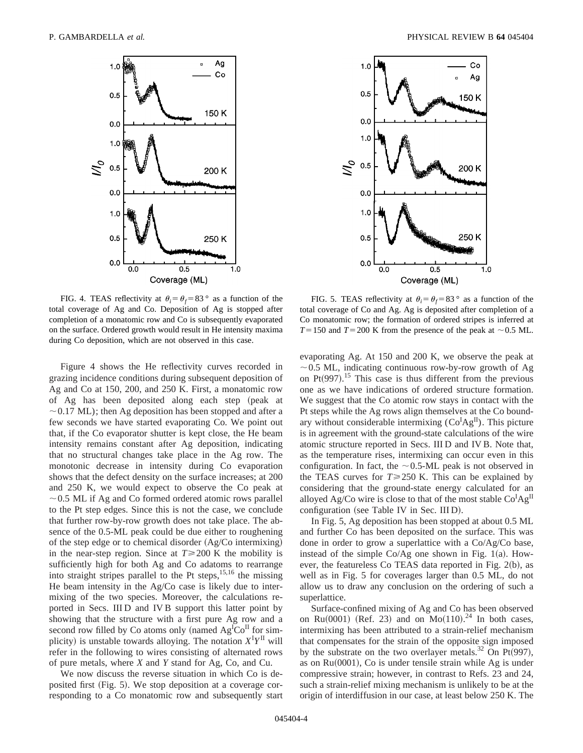FIG. 4. TEAS reflectivity at $\theta_i = \theta_f = 83°$ as a function of the total coverage of Ag and Co. Deposition of Ag is stopped after completion of a monatomic row and Co is subsequently evaporated on the surface. Ordered growth would result in He intensity maxima during Co deposition, which are not observed in this case.

FIG. 5. TEAS reflectivity at $\theta_i = \theta_f = 83°$ as a function of the total coverage of Co and Ag. Ag is deposited after completion of a Co monatomic row; the formation of ordered stripes is inferred at $T = 150$ and $T = 200$ K from the presence of the peak at $\sim 0.5$ ML.

Figure 4 shows the He reflectivity curves recorded in grazing incidence conditions during subsequent deposition of Ag and Co at 150, 200, and 250 K. First, a monatomic row of Ag has been deposited along each step (peak at $\sim 0.17$ ML); then Ag deposition has been stopped and after a few seconds we have started evaporating Co. We point out that, if the Co evaporator shutter is kept close, the He beam intensity remains constant after Ag deposition, indicating that no structural changes take place in the Ag row. The monotonic decrease in intensity during Co evaporation shows that the defect density on the surface increases; at 200 and 250 K, we would expect to observe the Co peak at $\sim 0.5$ ML if Ag and Co formed ordered atomic rows parallel to the Pt step edges. Since this is not the case, we conclude that further row-by-row growth does not take place. The absence of the 0.5-ML peak could be due either to roughening of the step edge or to chemical disorder (Ag/Co intermixing) in the near-step region. Since at $T \geq 200$ K the mobility is sufficiently high for both Ag and Co adatoms to rearrange into straight stripes parallel to the Pt steps,[15,16] the missing He beam intensity in the Ag/Co case is likely due to intermixing of the two species. Moreover, the calculations reported in Secs. III D and IV B support this latter point by showing that the structure with a first pure Ag row and a second row filled by Co atoms only (named $Ag^{I}Co^{II}$ for simplicity) is unstable towards alloying. The notation $X^{I}Y^{II}$ will refer in the following to wires consisting of alternated rows of pure metals, where $X$ and $Y$ stand for Ag, Co, and Cu.

We now discuss the reverse situation in which Co is deposited first (Fig. 5). We stop deposition at a coverage corresponding to a Co monatomic row and subsequently start evaporating Ag. At 150 and 200 K, we observe the peak at $\sim 0.5$ ML, indicating continuous row-by-row growth of Ag on Pt(997).[15] This case is thus different from the previous one as we have indications of ordered structure formation. We suggest that the Co atomic row stays in contact with the Pt steps while the Ag rows align themselves at the Co boundary without considerable intermixing ($Co^{I}Ag^{II}$). This picture is in agreement with the ground-state calculations of the wire atomic structure reported in Secs. III D and IV B. Note that, as the temperature rises, intermixing can occur even in this configuration. In fact, the $\sim 0.5$-ML peak is not observed in the TEAS curves for $T \geq 250$ K. This can be explained by considering that the ground-state energy calculated for an alloyed Ag/Co wire is close to that of the most stable $Co^{I}Ag^{II}$ configuration (see Table IV in Sec. III D).

In Fig. 5, Ag deposition has been stopped at about 0.5 ML and further Co has been deposited on the surface. This was done in order to grow a superlattice with a Co/Ag/Co base, instead of the simple Co/Ag one shown in Fig. 1(a). However, the featureless Co TEAS data reported in Fig. 2(b), as well as in Fig. 5 for coverages larger than 0.5 ML, do not allow us to draw any conclusion on the ordering of such a superlattice.

Surface-confined mixing of Ag and Co has been observed on Ru(0001) (Ref. 23) and on Mo(110).[24] In both cases, intermixing has been attributed to a strain-relief mechanism that compensates for the strain of the opposite sign imposed by the substrate on the two overlayer metals.[32] On Pt(997), as on Ru(0001), Co is under tensile strain while Ag is under compressive strain; however, in contrast to Refs. 23 and 24, such a strain-relief mixing mechanism is unlikely to be at the origin of interdiffusion in our case, at least below 250 K. The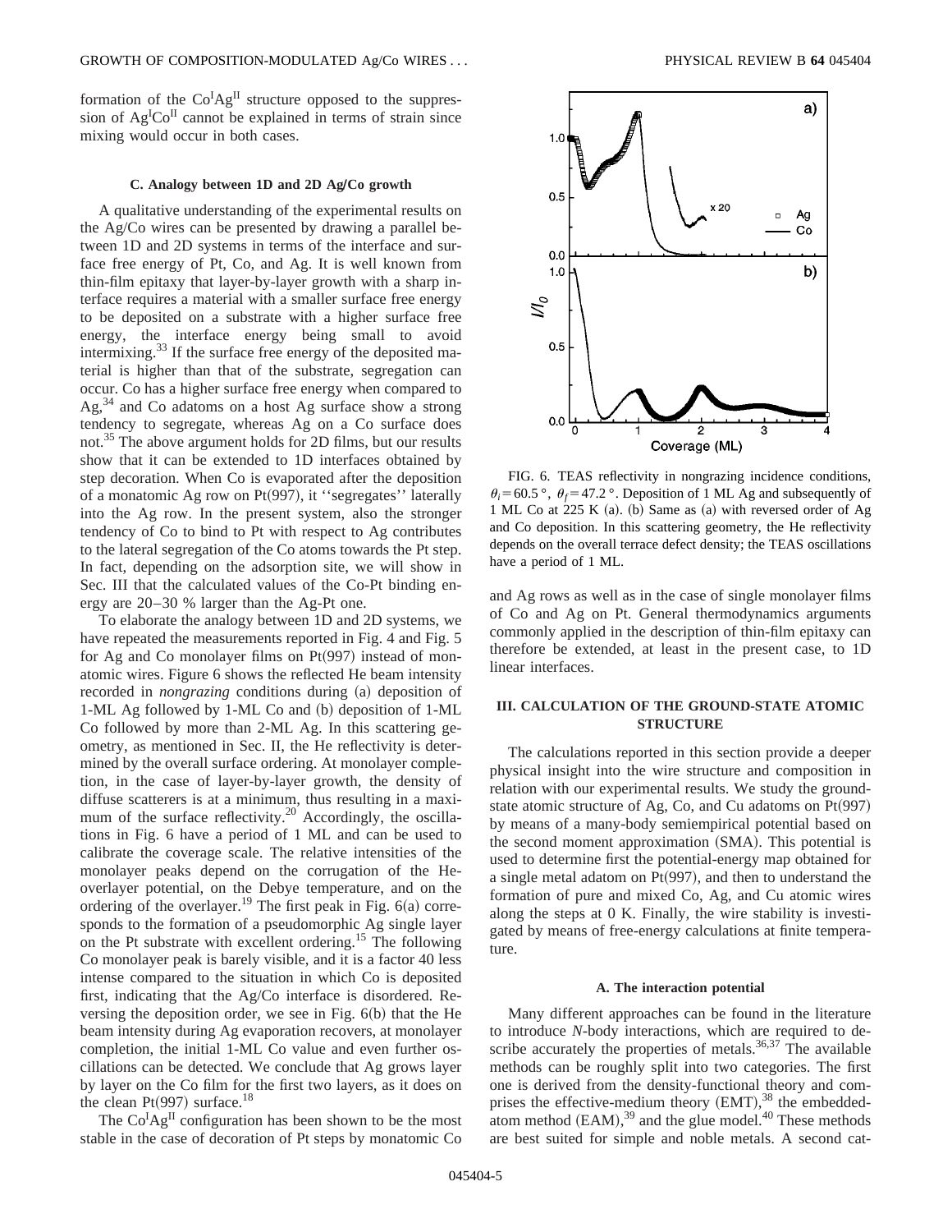formation of the $Co^{I}Ag^{II}$ structure opposed to the suppression of $Ag^{I}Co^{II}$ cannot be explained in terms of strain since mixing would occur in both cases.

### C. Analogy between 1D and 2D Ag/Co growth

A qualitative understanding of the experimental results on the Ag/Co wires can be presented by drawing a parallel between 1D and 2D systems in terms of the interface and surface free energy of Pt, Co, and Ag. It is well known from thin-film epitaxy that layer-by-layer growth with a sharp interface requires a material with a smaller surface free energy to be deposited on a substrate with a higher surface free energy, the interface energy being small to avoid intermixing.[33] If the surface free energy of the deposited material is higher than that of the substrate, segregation can occur. Co has a higher surface free energy when compared to Ag,[34] and Co adatoms on a host Ag surface show a strong tendency to segregate, whereas Ag on a Co surface does not.[35] The above argument holds for 2D films, but our results show that it can be extended to 1D interfaces obtained by step decoration. When Co is evaporated after the deposition of a monatomic Ag row on Pt(997), it ''segregates'' laterally into the Ag row. In the present system, also the stronger tendency of Co to bind to Pt with respect to Ag contributes to the lateral segregation of the Co atoms towards the Pt step. In fact, depending on the adsorption site, we will show in Sec. III that the calculated values of the Co-Pt binding energy are 20–30 % larger than the Ag-Pt one.

To elaborate the analogy between 1D and 2D systems, we have repeated the measurements reported in Fig. 4 and Fig. 5 for Ag and Co monolayer films on Pt(997) instead of monatomic wires. Figure 6 shows the reflected He beam intensity recorded in *nongrazing* conditions during (a) deposition of 1-ML Ag followed by 1-ML Co and (b) deposition of 1-ML Co followed by more than 2-ML Ag. In this scattering geometry, as mentioned in Sec. II, the He reflectivity is determined by the overall surface ordering. At monolayer completion, in the case of layer-by-layer growth, the density of diffuse scatterers is at a minimum, thus resulting in a maximum of the surface reflectivity.[20] Accordingly, the oscillations in Fig. 6 have a period of 1 ML and can be used to calibrate the coverage scale. The relative intensities of the monolayer peaks depend on the corrugation of the He-overlayer potential, on the Debye temperature, and on the ordering of the overlayer.[19] The first peak in Fig. 6(a) corresponds to the formation of a pseudomorphic Ag single layer on the Pt substrate with excellent ordering.[15] The following Co monolayer peak is barely visible, and it is a factor 40 less intense compared to the situation in which Co is deposited first, indicating that the Ag/Co interface is disordered. Reversing the deposition order, we see in Fig. 6(b) that the He beam intensity during Ag evaporation recovers, at monolayer completion, the initial 1-ML Co value and even further oscillations can be detected. We conclude that Ag grows layer by layer on the Co film for the first two layers, as it does on the clean Pt(997) surface.[18]

The $Co^{I}Ag^{II}$ configuration has been shown to be the most stable in the case of decoration of Pt steps by monatomic Co and Ag rows as well as in the case of single monolayer films of Co and Ag on Pt. General thermodynamics arguments commonly applied in the description of thin-film epitaxy can therefore be extended, at least in the present case, to 1D linear interfaces.

FIG. 6. TEAS reflectivity in nongrazing incidence conditions, $\theta_i = 60.5°$, $\theta_f = 47.2°$. Deposition of 1 ML Ag and subsequently of 1 ML Co at 225 K (a). (b) Same as (a) with reversed order of Ag and Co deposition. In this scattering geometry, the He reflectivity depends on the overall terrace defect density; the TEAS oscillations have a period of 1 ML.

## III. CALCULATION OF THE GROUND-STATE ATOMIC STRUCTURE

The calculations reported in this section provide a deeper physical insight into the wire structure and composition in relation with our experimental results. We study the ground-state atomic structure of Ag, Co, and Cu adatoms on Pt(997) by means of a many-body semiempirical potential based on the second moment approximation (SMA). This potential is used to determine first the potential-energy map obtained for a single metal adatom on Pt(997), and then to understand the formation of pure and mixed Co, Ag, and Cu atomic wires along the steps at 0 K. Finally, the wire stability is investigated by means of free-energy calculations at finite temperature.

### A. The interaction potential

Many different approaches can be found in the literature to introduce *N*-body interactions, which are required to describe accurately the properties of metals.[36,37] The available methods can be roughly split into two categories. The first one is derived from the density-functional theory and comprises the effective-medium theory (EMT),[38] the embedded-atom method (EAM),[39] and the glue model.[40] These methods are best suited for simple and noble metals. A second cat-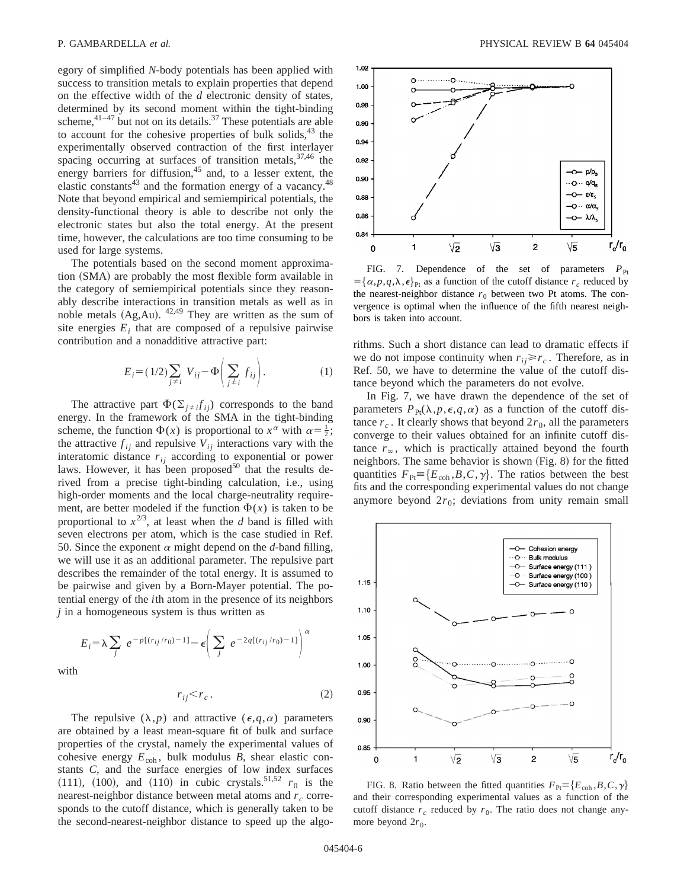egory of simplified *N*-body potentials has been applied with success to transition metals to explain properties that depend on the effective width of the *d* electronic density of states, determined by its second moment within the tight-binding scheme,[41–47] but not on its details.[37] These potentials are able to account for the cohesive properties of bulk solids,[43] the experimentally observed contraction of the first interlayer spacing occurring at surfaces of transition metals,[37,46] the energy barriers for diffusion,[45] and, to a lesser extent, the elastic constants[43] and the formation energy of a vacancy.[48] Note that beyond empirical and semiempirical potentials, the density-functional theory is able to describe not only the electronic states but also the total energy. At the present time, however, the calculations are too time consuming to be used for large systems.

The potentials based on the second moment approximation (SMA) are probably the most flexible form available in the category of semiempirical potentials since they reasonably describe interactions in transition metals as well as in noble metals (Ag,Au). [42,49] They are written as the sum of site energies $E_i$ that are composed of a repulsive pairwise contribution and a nonadditive attractive part:

$$E_i = (1/2)\sum_{j\neq i} V_{ij} - \Phi\left(\sum_{j\neq i} f_{ij}\right). \tag{1}$$

The attractive part $\Phi(\sum_{j\neq i} f_{ij})$ corresponds to the band energy. In the framework of the SMA in the tight-binding scheme, the function $\Phi(x)$ is proportional to $x^{\alpha}$ with $\alpha = \frac{1}{2}$; the attractive $f_{ij}$ and repulsive $V_{ij}$ interactions vary with the interatomic distance $r_{ij}$ according to exponential or power laws. However, it has been proposed[50] that the results derived from a precise tight-binding calculation, i.e., using high-order moments and the local charge-neutrality requirement, are better modeled if the function $\Phi(x)$ is taken to be proportional to $x^{2/3}$, at least when the *d* band is filled with seven electrons per atom, which is the case studied in Ref. 50. Since the exponent $\alpha$ might depend on the *d*-band filling, we will use it as an additional parameter. The repulsive part describes the remainder of the total energy. It is assumed to be pairwise and given by a Born-Mayer potential. The potential energy of the *i*th atom in the presence of its neighbors *j* in a homogeneous system is thus written as

$$E_i = \lambda \sum_j e^{-p[(r_{ij}/r_0)-1]} - \epsilon\left(\sum_j e^{-2q[(r_{ij}/r_0)-1]}\right)^{\alpha}$$

with

$$r_{ij} < r_c. \tag{2}$$

The repulsive $(\lambda, p)$ and attractive $(\epsilon, q, \alpha)$ parameters are obtained by a least mean-square fit of bulk and surface properties of the crystal, namely the experimental values of cohesive energy $E_{\mathrm{coh}}$, bulk modulus $B$, shear elastic constants $C$, and the surface energies of low index surfaces (111), (100), and (110) in cubic crystals.[51,52] $r_0$ is the nearest-neighbor distance between metal atoms and $r_c$ corresponds to the cutoff distance, which is generally taken to be the second-nearest-neighbor distance to speed up the algorithms. Such a short distance can lead to dramatic effects if we do not impose continuity when $r_{ij} \geq r_c$. Therefore, as in Ref. 50, we have to determine the value of the cutoff distance beyond which the parameters do not evolve.

FIG. 7. Dependence of the set of parameters $P_{\mathrm{Pt}} = \{\alpha, p, q, \lambda, \epsilon\}_{\mathrm{Pt}}$ as a function of the cutoff distance $r_c$ reduced by the nearest-neighbor distance $r_0$ between two Pt atoms. The convergence is optimal when the influence of the fifth nearest neighbors is taken into account.

In Fig. 7, we have drawn the dependence of the set of parameters $P_{\mathrm{Pt}}(\lambda, p, \epsilon, q, \alpha)$ as a function of the cutoff distance $r_c$. It clearly shows that beyond $2r_0$, all the parameters converge to their values obtained for an infinite cutoff distance $r_\infty$, which is practically attained beyond the fourth neighbors. The same behavior is shown (Fig. 8) for the fitted quantities $F_{\mathrm{Pt}} \equiv \{E_{\mathrm{coh}}, B, C, \gamma\}$. The ratios between the best fits and the corresponding experimental values do not change anymore beyond $2r_0$; deviations from unity remain small

FIG. 8. Ratio between the fitted quantities $F_{\mathrm{Pt}} \equiv \{E_{\mathrm{coh}}, B, C, \gamma\}$ and their corresponding experimental values as a function of the cutoff distance $r_c$ reduced by $r_0$. The ratio does not change anymore beyond $2r_0$.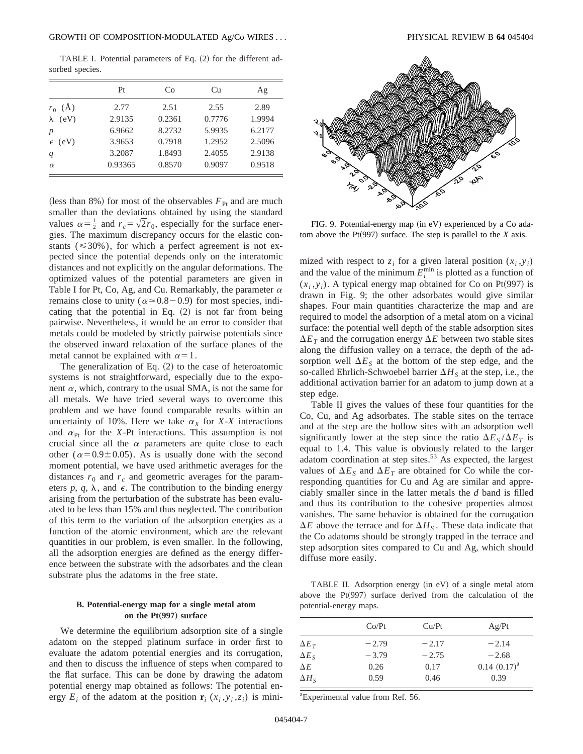TABLE I. Potential parameters of Eq. (2) for the different adsorbed species.

| | Pt | Co | Cu | Ag |
|---|---|---|---|---|
| $r_0$ (Å) | 2.77 | 2.51 | 2.55 | 2.89 |
| $\lambda$ (eV) | 2.9135 | 0.2361 | 0.7776 | 1.9994 |
| $p$ | 6.9662 | 8.2732 | 5.9935 | 6.2177 |
| $\epsilon$ (eV) | 3.9653 | 0.7918 | 1.2952 | 2.5096 |
| $q$ | 3.2087 | 1.8493 | 2.4055 | 2.9138 |
| $\alpha$ | 0.93365 | 0.8570 | 0.9097 | 0.9518 |

(less than 8%) for most of the observables $F_{\mathrm{Pt}}$ and are much smaller than the deviations obtained by using the standard values $\alpha=\frac{1}{2}$ and $r_c=\sqrt{2}r_0$, especially for the surface energies. The maximum discrepancy occurs for the elastic constants ($\leqslant 30\%$), for which a perfect agreement is not expected since the potential depends only on the interatomic distances and not explicitly on the angular deformations. The optimized values of the potential parameters are given in Table I for Pt, Co, Ag, and Cu. Remarkably, the parameter $\alpha$ remains close to unity ($\alpha \simeq 0.8-0.9$) for most species, indicating that the potential in Eq. (2) is not far from being pairwise. Nevertheless, it would be an error to consider that metals could be modeled by strictly pairwise potentials since the observed inward relaxation of the surface planes of the metal cannot be explained with $\alpha=1$.

The generalization of Eq. (2) to the case of heteroatomic systems is not straightforward, especially due to the exponent $\alpha$, which, contrary to the usual SMA, is not the same for all metals. We have tried several ways to overcome this problem and we have found comparable results within an uncertainty of 10%. Here we take $\alpha_X$ for $X$-$X$ interactions and $\alpha_{\mathrm{Pt}}$ for the $X$-Pt interactions. This assumption is not crucial since all the $\alpha$ parameters are quite close to each other ($\alpha=0.9\pm0.05$). As is usually done with the second moment potential, we have used arithmetic averages for the distances $r_0$ and $r_c$ and geometric averages for the parameters $p$, $q$, $\lambda$, and $\epsilon$. The contribution to the binding energy arising from the perturbation of the substrate has been evaluated to be less than 15% and thus neglected. The contribution of this term to the variation of the adsorption energies as a function of the atomic environment, which are the relevant quantities in our problem, is even smaller. In the following, all the adsorption energies are defined as the energy difference between the substrate with the adsorbates and the clean substrate plus the adatoms in the free state.

### B. Potential-energy map for a single metal atom on the Pt(997) surface

We determine the equilibrium adsorption site of a single adatom on the stepped platinum surface in order first to evaluate the adatom potential energies and its corrugation, and then to discuss the influence of steps when compared to the flat surface. This can be done by drawing the adatom potential energy map obtained as follows: The potential energy $E_i$ of the adatom at the position $\mathbf{r}_i$ $(x_i,y_i,z_i)$ is minimized with respect to $z_i$ for a given lateral position $(x_i,y_i)$ and the value of the minimum $E_i^{\mathrm{min}}$ is plotted as a function of $(x_i,y_i)$. A typical energy map obtained for Co on Pt(997) is drawn in Fig. 9; the other adsorbates would give similar shapes. Four main quantities characterize the map and are required to model the adsorption of a metal atom on a vicinal surface: the potential well depth of the stable adsorption sites $\Delta E_T$ and the corrugation energy $\Delta E$ between two stable sites along the diffusion valley on a terrace, the depth of the adsorption well $\Delta E_S$ at the bottom of the step edge, and the so-called Ehrlich-Schwoebel barrier $\Delta H_S$ at the step, i.e., the additional activation barrier for an adatom to jump down at a step edge.

FIG. 9. Potential-energy map (in eV) experienced by a Co adatom above the Pt(997) surface. The step is parallel to the $X$ axis.

Table II gives the values of these four quantities for the Co, Cu, and Ag adsorbates. The stable sites on the terrace and at the step are the hollow sites with an adsorption well significantly lower at the step since the ratio $\Delta E_S/\Delta E_T$ is equal to 1.4. This value is obviously related to the larger adatom coordination at step sites.[53] As expected, the largest values of $\Delta E_S$ and $\Delta E_T$ are obtained for Co while the corresponding quantities for Cu and Ag are similar and appreciably smaller since in the latter metals the $d$ band is filled and thus its contribution to the cohesive properties almost vanishes. The same behavior is obtained for the corrugation $\Delta E$ above the terrace and for $\Delta H_S$. These data indicate that the Co adatoms should be strongly trapped in the terrace and step adsorption sites compared to Cu and Ag, which should diffuse more easily.

TABLE II. Adsorption energy (in eV) of a single metal atom above the Pt(997) surface derived from the calculation of the potential-energy maps.

| | Co/Pt | Cu/Pt | Ag/Pt |
|---|---|---|---|
| $\Delta E_T$ | −2.79 | −2.17 | −2.14 |
| $\Delta E_S$ | −3.79 | −2.75 | −2.68 |
| $\Delta E$ | 0.26 | 0.17 | 0.14 (0.17)[a] |
| $\Delta H_S$ | 0.59 | 0.46 | 0.39 |

[a]Experimental value from Ref. 56.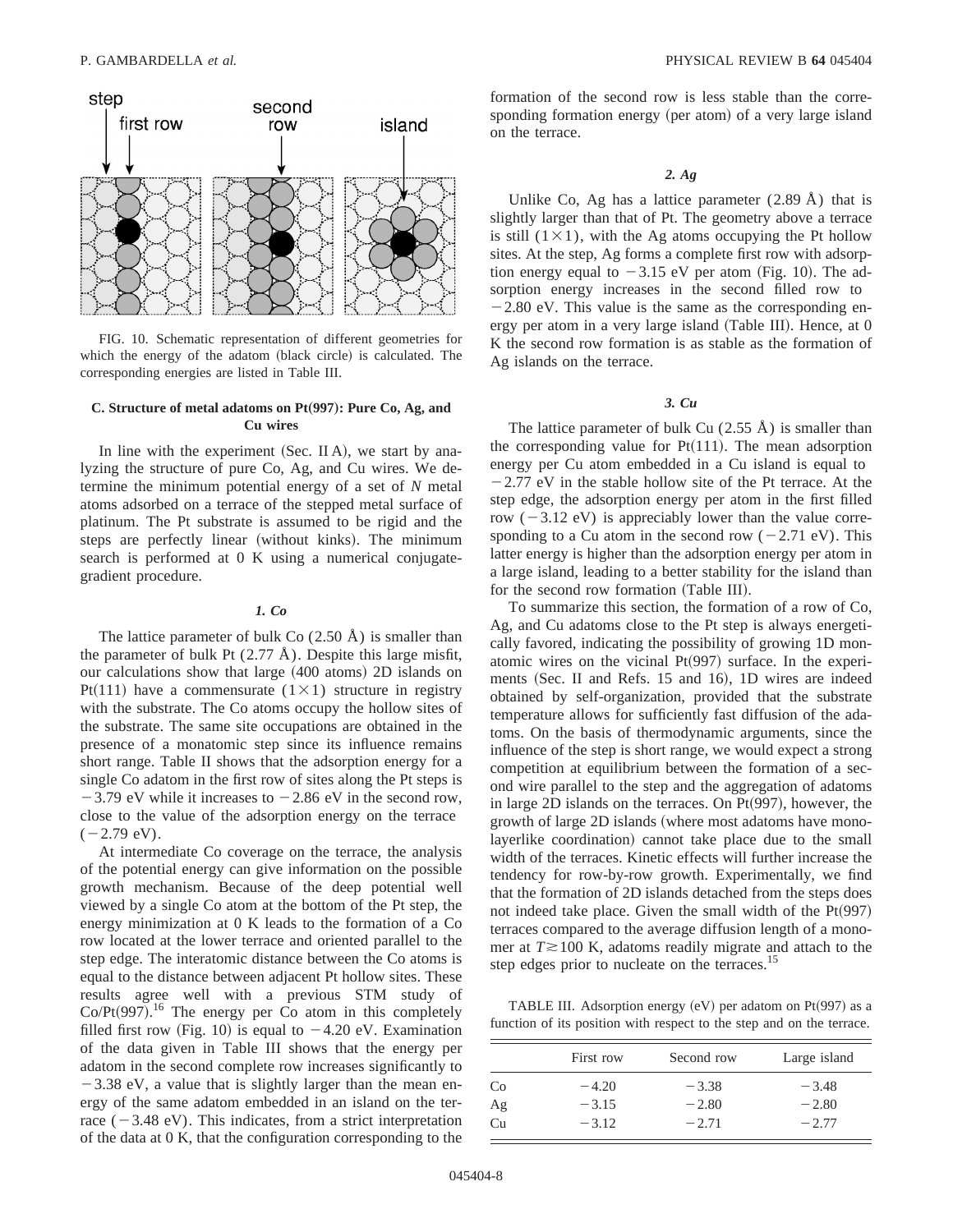FIG. 10. Schematic representation of different geometries for which the energy of the adatom (black circle) is calculated. The corresponding energies are listed in Table III.

### C. Structure of metal adatoms on Pt(997): Pure Co, Ag, and Cu wires

In line with the experiment (Sec. II A), we start by analyzing the structure of pure Co, Ag, and Cu wires. We determine the minimum potential energy of a set of $N$ metal atoms adsorbed on a terrace of the stepped metal surface of platinum. The Pt substrate is assumed to be rigid and the steps are perfectly linear (without kinks). The minimum search is performed at 0 K using a numerical conjugate-gradient procedure.

#### 1. Co

The lattice parameter of bulk Co (2.50 Å) is smaller than the parameter of bulk Pt (2.77 Å). Despite this large misfit, our calculations show that large (400 atoms) 2D islands on Pt(111) have a commensurate $(1\times1)$ structure in registry with the substrate. The Co atoms occupy the hollow sites of the substrate. The same site occupations are obtained in the presence of a monatomic step since its influence remains short range. Table II shows that the adsorption energy for a single Co adatom in the first row of sites along the Pt steps is $-3.79$ eV while it increases to $-2.86$ eV in the second row, close to the value of the adsorption energy on the terrace ($-2.79$ eV).

At intermediate Co coverage on the terrace, the analysis of the potential energy can give information on the possible growth mechanism. Because of the deep potential well viewed by a single Co atom at the bottom of the Pt step, the energy minimization at 0 K leads to the formation of a Co row located at the lower terrace and oriented parallel to the step edge. The interatomic distance between the Co atoms is equal to the distance between adjacent Pt hollow sites. These results agree well with a previous STM study of Co/Pt(997).[16] The energy per Co atom in this completely filled first row (Fig. 10) is equal to $-4.20$ eV. Examination of the data given in Table III shows that the energy per adatom in the second complete row increases significantly to $-3.38$ eV, a value that is slightly larger than the mean energy of the same adatom embedded in an island on the terrace ($-3.48$ eV). This indicates, from a strict interpretation of the data at 0 K, that the configuration corresponding to the formation of the second row is less stable than the corresponding formation energy (per atom) of a very large island on the terrace.

#### 2. Ag

Unlike Co, Ag has a lattice parameter (2.89 Å) that is slightly larger than that of Pt. The geometry above a terrace is still $(1\times1)$, with the Ag atoms occupying the Pt hollow sites. At the step, Ag forms a complete first row with adsorption energy equal to $-3.15$ eV per atom (Fig. 10). The adsorption energy increases in the second filled row to $-2.80$ eV. This value is the same as the corresponding energy per atom in a very large island (Table III). Hence, at 0 K the second row formation is as stable as the formation of Ag islands on the terrace.

#### 3. Cu

The lattice parameter of bulk Cu (2.55 Å) is smaller than the corresponding value for Pt(111). The mean adsorption energy per Cu atom embedded in a Cu island is equal to $-2.77$ eV in the stable hollow site of the Pt terrace. At the step edge, the adsorption energy per atom in the first filled row ($-3.12$ eV) is appreciably lower than the value corresponding to a Cu atom in the second row ($-2.71$ eV). This latter energy is higher than the adsorption energy per atom in a large island, leading to a better stability for the island than for the second row formation (Table III).

To summarize this section, the formation of a row of Co, Ag, and Cu adatoms close to the Pt step is always energetically favored, indicating the possibility of growing 1D monatomic wires on the vicinal Pt(997) surface. In the experiments (Sec. II and Refs. 15 and 16), 1D wires are indeed obtained by self-organization, provided that the substrate temperature allows for sufficiently fast diffusion of the adatoms. On the basis of thermodynamic arguments, since the influence of the step is short range, we would expect a strong competition at equilibrium between the formation of a second wire parallel to the step and the aggregation of adatoms in large 2D islands on the terraces. On Pt(997), however, the growth of large 2D islands (where most adatoms have monolayerlike coordination) cannot take place due to the small width of the terraces. Kinetic effects will further increase the tendency for row-by-row growth. Experimentally, we find that the formation of 2D islands detached from the steps does not indeed take place. Given the small width of the Pt(997) terraces compared to the average diffusion length of a monomer at $T\gtrsim100$ K, adatoms readily migrate and attach to the step edges prior to nucleate on the terraces.[15]

TABLE III. Adsorption energy (eV) per adatom on Pt(997) as a function of its position with respect to the step and on the terrace.

| | First row | Second row | Large island |
|---|---|---|---|
| Co | $-4.20$ | $-3.38$ | $-3.48$ |
| Ag | $-3.15$ | $-2.80$ | $-2.80$ |
| Cu | $-3.12$ | $-2.71$ | $-2.77$ |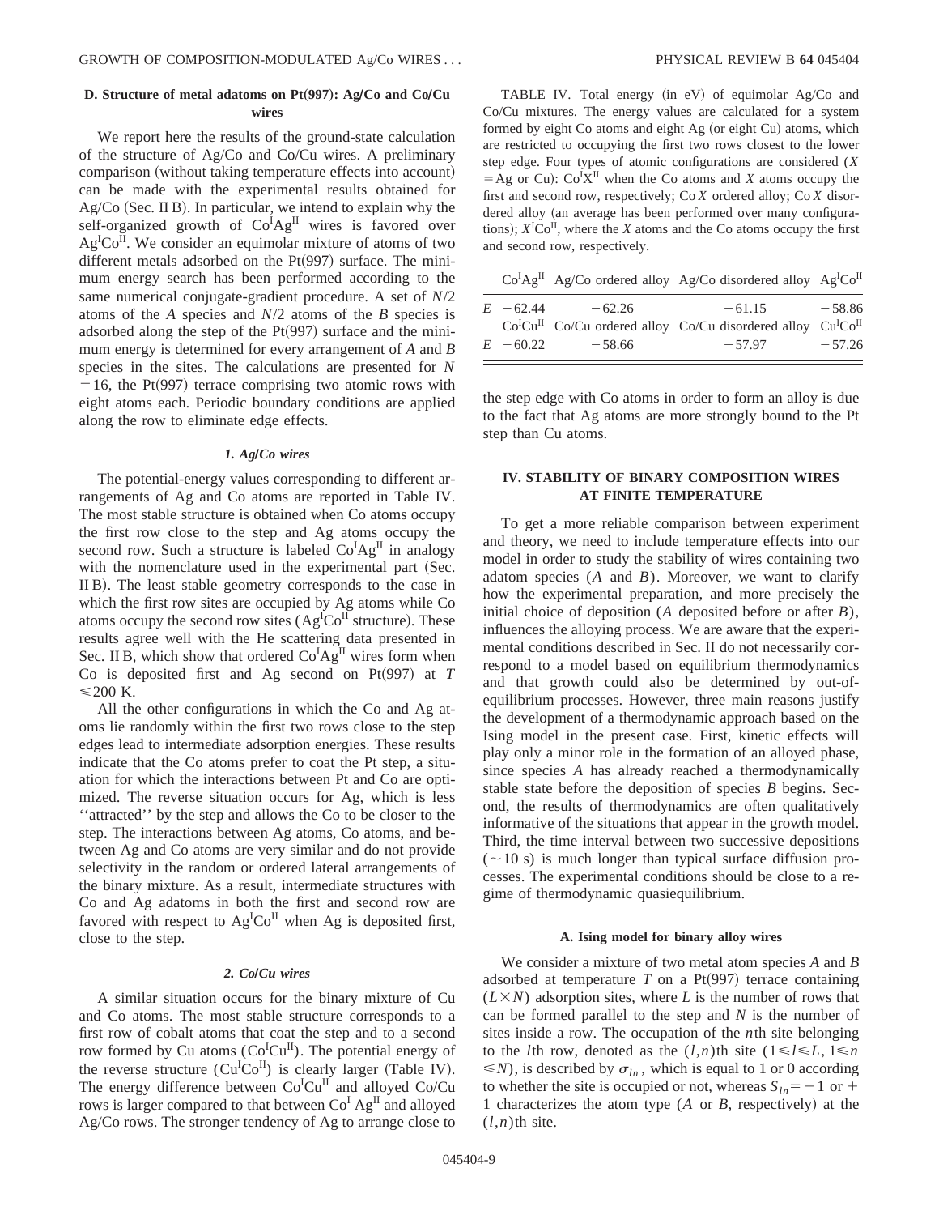### D. Structure of metal adatoms on Pt(997): Ag/Co and Co/Cu wires

We report here the results of the ground-state calculation of the structure of Ag/Co and Co/Cu wires. A preliminary comparison (without taking temperature effects into account) can be made with the experimental results obtained for Ag/Co (Sec. II B). In particular, we intend to explain why the self-organized growth of $Co^{I}Ag^{II}$ wires is favored over $Ag^{I}Co^{II}$. We consider an equimolar mixture of atoms of two different metals adsorbed on the Pt(997) surface. The minimum energy search has been performed according to the same numerical conjugate-gradient procedure. A set of $N/2$ atoms of the $A$ species and $N/2$ atoms of the $B$ species is adsorbed along the step of the Pt(997) surface and the minimum energy is determined for every arrangement of $A$ and $B$ species in the sites. The calculations are presented for $N=16$, the Pt(997) terrace comprising two atomic rows with eight atoms each. Periodic boundary conditions are applied along the row to eliminate edge effects.

#### 1. Ag/Co wires

The potential-energy values corresponding to different arrangements of Ag and Co atoms are reported in Table IV. The most stable structure is obtained when Co atoms occupy the first row close to the step and Ag atoms occupy the second row. Such a structure is labeled $Co^{I}Ag^{II}$ in analogy with the nomenclature used in the experimental part (Sec. II B). The least stable geometry corresponds to the case in which the first row sites are occupied by Ag atoms while Co atoms occupy the second row sites ($Ag^{I}Co^{II}$ structure). These results agree well with the He scattering data presented in Sec. II B, which show that ordered $Co^{I}Ag^{II}$ wires form when Co is deposited first and Ag second on Pt(997) at $T \leqslant 200$ K.

All the other configurations in which the Co and Ag atoms lie randomly within the first two rows close to the step edges lead to intermediate adsorption energies. These results indicate that the Co atoms prefer to coat the Pt step, a situation for which the interactions between Pt and Co are optimized. The reverse situation occurs for Ag, which is less ''attracted'' by the step and allows the Co to be closer to the step. The interactions between Ag atoms, Co atoms, and between Ag and Co atoms are very similar and do not provide selectivity in the random or ordered lateral arrangements of the binary mixture. As a result, intermediate structures with Co and Ag adatoms in both the first and second row are favored with respect to $Ag^{I}Co^{II}$ when Ag is deposited first, close to the step.

#### 2. Co/Cu wires

A similar situation occurs for the binary mixture of Cu and Co atoms. The most stable structure corresponds to a first row of cobalt atoms that coat the step and to a second row formed by Cu atoms ($Co^{I}Cu^{II}$). The potential energy of the reverse structure ($Cu^{I}Co^{II}$) is clearly larger (Table IV). The energy difference between $Co^{I}Cu^{II}$ and alloyed Co/Cu rows is larger compared to that between $Co^{I}$ $Ag^{II}$ and alloyed Ag/Co rows. The stronger tendency of Ag to arrange close to the step edge with Co atoms in order to form an alloy is due to the fact that Ag atoms are more strongly bound to the Pt step than Cu atoms.

TABLE IV. Total energy (in eV) of equimolar Ag/Co and Co/Cu mixtures. The energy values are calculated for a system formed by eight Co atoms and eight Ag (or eight Cu) atoms, which are restricted to occupying the first two rows closest to the lower step edge. Four types of atomic configurations are considered ($X$ = Ag or Cu): $Co^{I}X^{II}$ when the Co atoms and $X$ atoms occupy the first and second row, respectively; Co $X$ ordered alloy; Co $X$ disordered alloy (an average has been performed over many configurations); $X^{I}Co^{II}$, where the $X$ atoms and the Co atoms occupy the first and second row, respectively.

| | $Co^{I}Ag^{II}$ | Ag/Co ordered alloy | Ag/Co disordered alloy | $Ag^{I}Co^{II}$ |
|---|---|---|---|---|
| $E$ | $-62.44$ | $-62.26$ | $-61.15$ | $-58.86$ |
| | $Co^{I}Cu^{II}$ | Co/Cu ordered alloy | Co/Cu disordered alloy | $Cu^{I}Co^{II}$ |
| $E$ | $-60.22$ | $-58.66$ | $-57.97$ | $-57.26$ |

## IV. STABILITY OF BINARY COMPOSITION WIRES AT FINITE TEMPERATURE

To get a more reliable comparison between experiment and theory, we need to include temperature effects into our model in order to study the stability of wires containing two adatom species ($A$ and $B$). Moreover, we want to clarify how the experimental preparation, and more precisely the initial choice of deposition ($A$ deposited before or after $B$), influences the alloying process. We are aware that the experimental conditions described in Sec. II do not necessarily correspond to a model based on equilibrium thermodynamics and that growth could also be determined by out-of-equilibrium processes. However, three main reasons justify the development of a thermodynamic approach based on the Ising model in the present case. First, kinetic effects will play only a minor role in the formation of an alloyed phase, since species $A$ has already reached a thermodynamically stable state before the deposition of species $B$ begins. Second, the results of thermodynamics are often qualitatively informative of the situations that appear in the growth model. Third, the time interval between two successive depositions ($\sim 10$ s) is much longer than typical surface diffusion processes. The experimental conditions should be close to a regime of thermodynamic quasiequilibrium.

### A. Ising model for binary alloy wires

We consider a mixture of two metal atom species $A$ and $B$ adsorbed at temperature $T$ on a Pt(997) terrace containing $(L\times N)$ adsorption sites, where $L$ is the number of rows that can be formed parallel to the step and $N$ is the number of sites inside a row. The occupation of the $n$th site belonging to the $l$th row, denoted as the $(l,n)$th site $(1\leqslant l\leqslant L, 1\leqslant n \leqslant N)$, is described by $\sigma_{ln}$, which is equal to 1 or 0 according to whether the site is occupied or not, whereas $S_{ln}=-1$ or $+1$ characterizes the atom type ($A$ or $B$, respectively) at the $(l,n)$th site.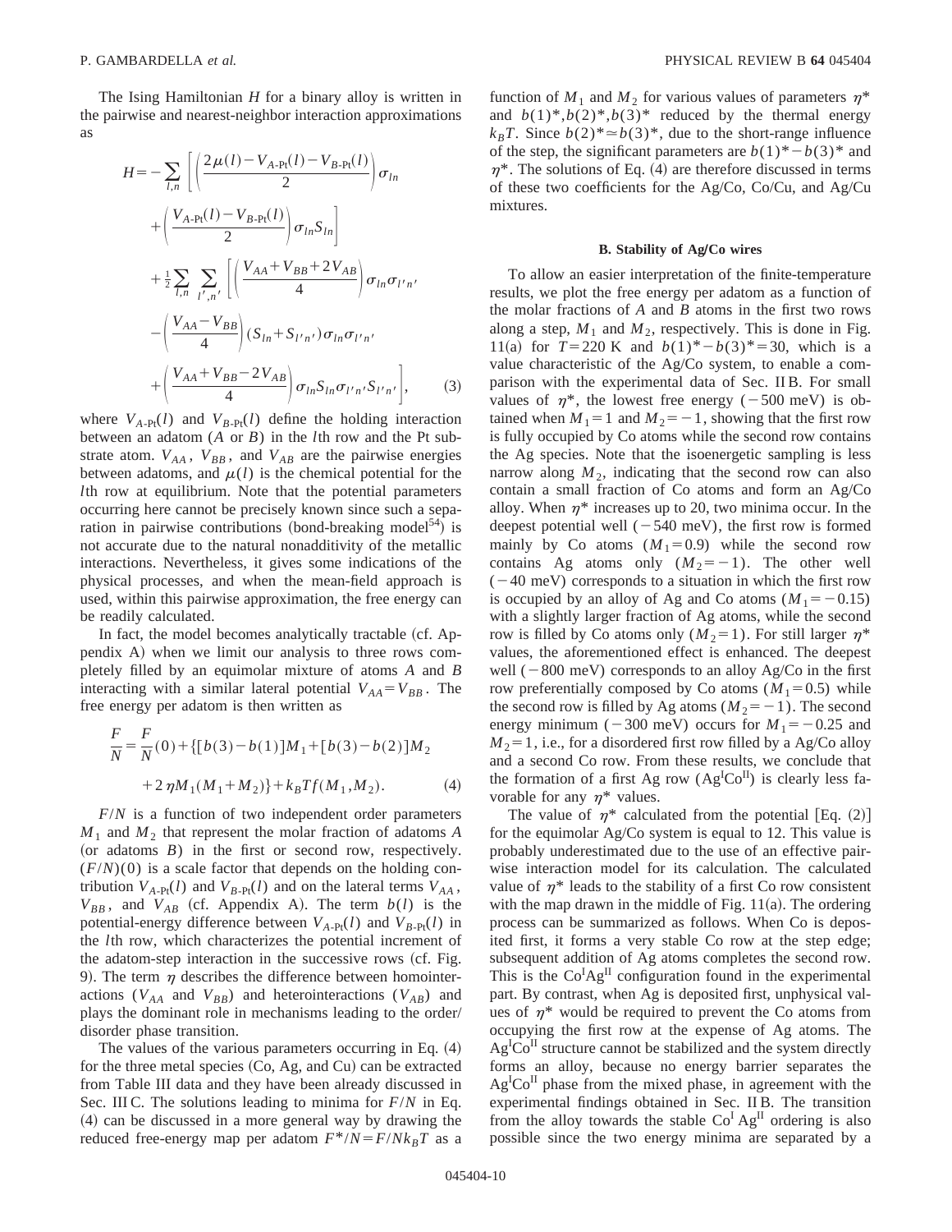The Ising Hamiltonian $H$ for a binary alloy is written in the pairwise and nearest-neighbor interaction approximations as

$$
\begin{aligned}
H = & -\sum_{l,n}\left[\left(\frac{2\mu(l)-V_{A\text{-Pt}}(l)-V_{B\text{-Pt}}(l)}{2}\right)\sigma_{ln}\right.\\
&\left.+\left(\frac{V_{A\text{-Pt}}(l)-V_{B\text{-Pt}}(l)}{2}\right)\sigma_{ln}S_{ln}\right]\\
&+\frac{1}{2}\sum_{l,n}\sum_{l',n'}\left[\left(\frac{V_{AA}+V_{BB}+2V_{AB}}{4}\right)\sigma_{ln}\sigma_{l'n'}\right.\\
&-\left(\frac{V_{AA}-V_{BB}}{4}\right)(S_{ln}+S_{l'n'})\sigma_{ln}\sigma_{l'n'}\\
&\left.+\left(\frac{V_{AA}+V_{BB}-2V_{AB}}{4}\right)\sigma_{ln}S_{ln}\sigma_{l'n'}S_{l'n'}\right],
\end{aligned} \tag{3}
$$

where $V_{A\text{-Pt}}(l)$ and $V_{B\text{-Pt}}(l)$ define the holding interaction between an adatom ($A$ or $B$) in the $l$th row and the Pt substrate atom. $V_{AA}$, $V_{BB}$, and $V_{AB}$ are the pairwise energies between adatoms, and $\mu(l)$ is the chemical potential for the $l$th row at equilibrium. Note that the potential parameters occurring here cannot be precisely known since such a separation in pairwise contributions (bond-breaking model[54]) is not accurate due to the natural nonadditivity of the metallic interactions. Nevertheless, it gives some indications of the physical processes, and when the mean-field approach is used, within this pairwise approximation, the free energy can be readily calculated.

In fact, the model becomes analytically tractable (cf. Appendix A) when we limit our analysis to three rows completely filled by an equimolar mixture of atoms $A$ and $B$ interacting with a similar lateral potential $V_{AA}=V_{BB}$. The free energy per adatom is then written as

$$
\begin{aligned}
\frac{F}{N} = & \frac{F}{N}(0)+\{[b(3)-b(1)]M_1+[b(3)-b(2)]M_2\\
&+2\eta M_1(M_1+M_2)\}+k_BTf(M_1,M_2).
\end{aligned} \tag{4}
$$

$F/N$ is a function of two independent order parameters $M_1$ and $M_2$ that represent the molar fraction of adatoms $A$ (or adatoms $B$) in the first or second row, respectively. $(F/N)(0)$ is a scale factor that depends on the holding contribution $V_{A\text{-Pt}}(l)$ and $V_{B\text{-Pt}}(l)$ and on the lateral terms $V_{AA}$, $V_{BB}$, and $V_{AB}$ (cf. Appendix A). The term $b(l)$ is the potential-energy difference between $V_{A\text{-Pt}}(l)$ and $V_{B\text{-Pt}}(l)$ in the $l$th row, which characterizes the potential increment of the adatom-step interaction in the successive rows (cf. Fig. 9). The term $\eta$ describes the difference between homointeractions ($V_{AA}$ and $V_{BB}$) and heterointeractions ($V_{AB}$) and plays the dominant role in mechanisms leading to the order/disorder phase transition.

The values of the various parameters occurring in Eq. (4) for the three metal species (Co, Ag, and Cu) can be extracted from Table III data and they have been already discussed in Sec. III C. The solutions leading to minima for $F/N$ in Eq. (4) can be discussed in a more general way by drawing the reduced free-energy map per adatom $F^*/N=F/Nk_BT$ as a function of $M_1$ and $M_2$ for various values of parameters $\eta^*$ and $b(1)^*, b(2)^*, b(3)^*$ reduced by the thermal energy $k_BT$. Since $b(2)^*\simeq b(3)^*$, due to the short-range influence of the step, the significant parameters are $b(1)^*-b(3)^*$ and $\eta^*$. The solutions of Eq. (4) are therefore discussed in terms of these two coefficients for the Ag/Co, Co/Cu, and Ag/Cu mixtures.

### B. Stability of Ag/Co wires

To allow an easier interpretation of the finite-temperature results, we plot the free energy per adatom as a function of the molar fractions of $A$ and $B$ atoms in the first two rows along a step, $M_1$ and $M_2$, respectively. This is done in Fig. 11(a) for $T=220$ K and $b(1)^*-b(3)^*=30$, which is a value characteristic of the Ag/Co system, to enable a comparison with the experimental data of Sec. II B. For small values of $\eta^*$, the lowest free energy ($-500$ meV) is obtained when $M_1=1$ and $M_2=-1$, showing that the first row is fully occupied by Co atoms while the second row contains the Ag species. Note that the isoenergetic sampling is less narrow along $M_2$, indicating that the second row can also contain a small fraction of Co atoms and form an Ag/Co alloy. When $\eta^*$ increases up to 20, two minima occur. In the deepest potential well ($-540$ meV), the first row is formed mainly by Co atoms ($M_1=0.9$) while the second row contains Ag atoms only ($M_2=-1$). The other well ($-40$ meV) corresponds to a situation in which the first row is occupied by an alloy of Ag and Co atoms ($M_1=-0.15$) with a slightly larger fraction of Ag atoms, while the second row is filled by Co atoms only ($M_2=1$). For still larger $\eta^*$ values, the aforementioned effect is enhanced. The deepest well ($-800$ meV) corresponds to an alloy Ag/Co in the first row preferentially composed by Co atoms ($M_1=0.5$) while the second row is filled by Ag atoms ($M_2=-1$). The second energy minimum ($-300$ meV) occurs for $M_1=-0.25$ and $M_2=1$, i.e., for a disordered first row filled by a Ag/Co alloy and a second Co row. From these results, we conclude that the formation of a first Ag row ($\mathrm{Ag^{I}Co^{II}}$) is clearly less favorable for any $\eta^*$ values.

The value of $\eta^*$ calculated from the potential [Eq. (2)] for the equimolar Ag/Co system is equal to 12. This value is probably underestimated due to the use of an effective pairwise interaction model for its calculation. The calculated value of $\eta^*$ leads to the stability of a first Co row consistent with the map drawn in the middle of Fig. 11(a). The ordering process can be summarized as follows. When Co is deposited first, it forms a very stable Co row at the step edge; subsequent addition of Ag atoms completes the second row. This is the $\mathrm{Co^{I}Ag^{II}}$ configuration found in the experimental part. By contrast, when Ag is deposited first, unphysical values of $\eta^*$ would be required to prevent the Co atoms from occupying the first row at the expense of Ag atoms. The $\mathrm{Ag^{I}Co^{II}}$ structure cannot be stabilized and the system directly forms an alloy, because no energy barrier separates the $\mathrm{Ag^{I}Co^{II}}$ phase from the mixed phase, in agreement with the experimental findings obtained in Sec. II B. The transition from the alloy towards the stable $\mathrm{Co^{I}\,Ag^{II}}$ ordering is also possible since the two energy minima are separated by a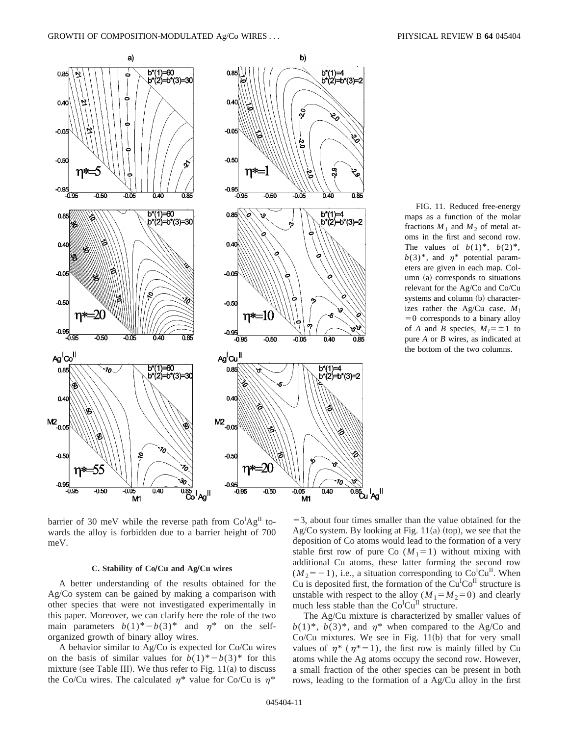FIG. 11. Reduced free-energy maps as a function of the molar fractions $M_1$ and $M_2$ of metal atoms in the first and second row. The values of $b(1)^*$, $b(2)^*$, $b(3)^*$, and $\eta^*$ potential parameters are given in each map. Column (a) corresponds to situations relevant for the Ag/Co and Co/Cu systems and column (b) characterizes rather the Ag/Cu case. $M_l=0$ corresponds to a binary alloy of $A$ and $B$ species, $M_l=\pm 1$ to pure $A$ or $B$ wires, as indicated at the bottom of the two columns.

barrier of 30 meV while the reverse path from $Co^{I}Ag^{II}$ towards the alloy is forbidden due to a barrier height of 700 meV.

### C. Stability of Co/Cu and Ag/Cu wires

A better understanding of the results obtained for the Ag/Co system can be gained by making a comparison with other species that were not investigated experimentally in this paper. Moreover, we can clarify here the role of the two main parameters $b(1)^*-b(3)^*$ and $\eta^*$ on the self-organized growth of binary alloy wires.

A behavior similar to Ag/Co is expected for Co/Cu wires on the basis of similar values for $b(1)^*-b(3)^*$ for this mixture (see Table III). We thus refer to Fig. 11(a) to discuss the Co/Cu wires. The calculated $\eta^*$ value for Co/Cu is $\eta^*=3$, about four times smaller than the value obtained for the Ag/Co system. By looking at Fig. 11(a) (top), we see that the deposition of Co atoms would lead to the formation of a very stable first row of pure Co ($M_1=1$) without mixing with additional Cu atoms, these latter forming the second row ($M_2=-1$), i.e., a situation corresponding to $Co^{I}Cu^{II}$. When Cu is deposited first, the formation of the $Cu^{I}Co^{II}$ structure is unstable with respect to the alloy ($M_1=M_2=0$) and clearly much less stable than the $Co^{I}Cu^{II}$ structure.

The Ag/Cu mixture is characterized by smaller values of $b(1)^*$, $b(3)^*$, and $\eta^*$ when compared to the Ag/Co and Co/Cu mixtures. We see in Fig. 11(b) that for very small values of $\eta^*$ ($\eta^*=1$), the first row is mainly filled by Cu atoms while the Ag atoms occupy the second row. However, a small fraction of the other species can be present in both rows, leading to the formation of a Ag/Cu alloy in the first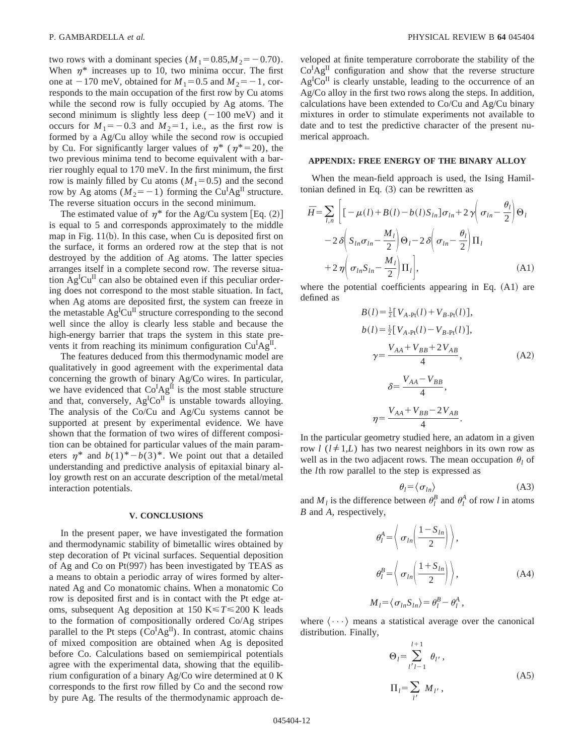two rows with a dominant species ($M_1=0.85, M_2=-0.70$). When $\eta^*$ increases up to 10, two minima occur. The first one at $-170$ meV, obtained for $M_1=0.5$ and $M_2=-1$, corresponds to the main occupation of the first row by Cu atoms while the second row is fully occupied by Ag atoms. The second minimum is slightly less deep ($-100$ meV) and it occurs for $M_1=-0.3$ and $M_2=1$, i.e., as the first row is formed by a Ag/Cu alloy while the second row is occupied by Cu. For significantly larger values of $\eta^*$ ($\eta^*=20$), the two previous minima tend to become equivalent with a barrier roughly equal to 170 meV. In the first minimum, the first row is mainly filled by Cu atoms ($M_1=0.5$) and the second row by Ag atoms ($M_2=-1$) forming the $Cu^IAg^{II}$ structure. The reverse situation occurs in the second minimum.

The estimated value of $\eta^*$ for the Ag/Cu system [Eq. (2)] is equal to 5 and corresponds approximately to the middle map in Fig. 11(b). In this case, when Cu is deposited first on the surface, it forms an ordered row at the step that is not destroyed by the addition of Ag atoms. The latter species arranges itself in a complete second row. The reverse situation $Ag^ICu^{II}$ can also be obtained even if this peculiar ordering does not correspond to the most stable situation. In fact, when Ag atoms are deposited first, the system can freeze in the metastable $Ag^ICu^{II}$ structure corresponding to the second well since the alloy is clearly less stable and because the high-energy barrier that traps the system in this state prevents it from reaching its minimum configuration $Cu^IAg^{II}$.

The features deduced from this thermodynamic model are qualitatively in good agreement with the experimental data concerning the growth of binary Ag/Co wires. In particular, we have evidenced that $Co^IAg^{II}$ is the most stable structure and that, conversely, $Ag^ICo^{II}$ is unstable towards alloying. The analysis of the Co/Cu and Ag/Cu systems cannot be supported at present by experimental evidence. We have shown that the formation of two wires of different composition can be obtained for particular values of the main parameters $\eta^*$ and $b(1)^*-b(3)^*$. We point out that a detailed understanding and predictive analysis of epitaxial binary alloy growth rest on an accurate description of the metal/metal interaction potentials.

## V. CONCLUSIONS

In the present paper, we have investigated the formation and thermodynamic stability of bimetallic wires obtained by step decoration of Pt vicinal surfaces. Sequential deposition of Ag and Co on Pt(997) has been investigated by TEAS as a means to obtain a periodic array of wires formed by alternated Ag and Co monatomic chains. When a monatomic Co row is deposited first and is in contact with the Pt edge atoms, subsequent Ag deposition at 150 K$\leqslant T \leqslant$200 K leads to the formation of compositionally ordered Co/Ag stripes parallel to the Pt steps ($Co^IAg^{II}$). In contrast, atomic chains of mixed composition are obtained when Ag is deposited before Co. Calculations based on semiempirical potentials agree with the experimental data, showing that the equilibrium configuration of a binary Ag/Co wire determined at 0 K corresponds to the first row filled by Co and the second row by pure Ag. The results of the thermodynamic approach developed at finite temperature corroborate the stability of the $Co^IAg^{II}$ configuration and show that the reverse structure $Ag^ICo^{II}$ is clearly unstable, leading to the occurrence of an Ag/Co alloy in the first two rows along the steps. In addition, calculations have been extended to Co/Cu and Ag/Cu binary mixtures in order to stimulate experiments not available to date and to test the predictive character of the present numerical approach.

## APPENDIX: FREE ENERGY OF THE BINARY ALLOY

When the mean-field approach is used, the Ising Hamiltonian defined in Eq. (3) can be rewritten as

$$\bar{H}=\sum_{l,n}\left[[-\mu(l)+B(l)-b(l)S_{ln}]\sigma_{ln}+2\gamma\left(\sigma_{ln}-\frac{\theta_l}{2}\right)\Theta_l -2\delta\left(S_{ln}\sigma_{ln}-\frac{M_l}{2}\right)\Theta_l-2\delta\left(\sigma_{ln}-\frac{\theta_l}{2}\right)\Pi_l +2\eta\left(\sigma_{ln}S_{ln}-\frac{M_l}{2}\right)\Pi_l\right], \tag{A1}$$

where the potential coefficients appearing in Eq. (A1) are defined as

$$B(l)=\tfrac{1}{2}[V_{A\text{-Pt}}(l)+V_{B\text{-Pt}}(l)],$$
$$b(l)=\tfrac{1}{2}[V_{A\text{-Pt}}(l)-V_{B\text{-Pt}}(l)],$$
$$\gamma=\frac{V_{AA}+V_{BB}+2V_{AB}}{4}, \tag{A2}$$
$$\delta=\frac{V_{AA}-V_{BB}}{4},$$
$$\eta=\frac{V_{AA}+V_{BB}-2V_{AB}}{4}.$$

In the particular geometry studied here, an adatom in a given row $l$ ($l\neq 1,L$) has two nearest neighbors in its own row as well as in the two adjacent rows. The mean occupation $\theta_l$ of the $l$th row parallel to the step is expressed as

$$\theta_l=\langle\sigma_{ln}\rangle \tag{A3}$$

and $M_l$ is the difference between $\theta_l^B$ and $\theta_l^A$ of row $l$ in atoms $B$ and $A$, respectively,

$$\theta_l^A=\left\langle\sigma_{ln}\left(\frac{1-S_{ln}}{2}\right)\right\rangle,$$
$$\theta_l^B=\left\langle\sigma_{ln}\left(\frac{1+S_{ln}}{2}\right)\right\rangle, \tag{A4}$$
$$M_l=\langle\sigma_{ln}S_{ln}\rangle=\theta_l^B-\theta_l^A,$$

where $\langle\cdots\rangle$ means a statistical average over the canonical distribution. Finally,

$$\Theta_l=\sum_{l'\,l-1}^{l+1}\theta_{l'},$$
$$\Pi_l=\sum_{l'}M_{l'}, \tag{A5}$$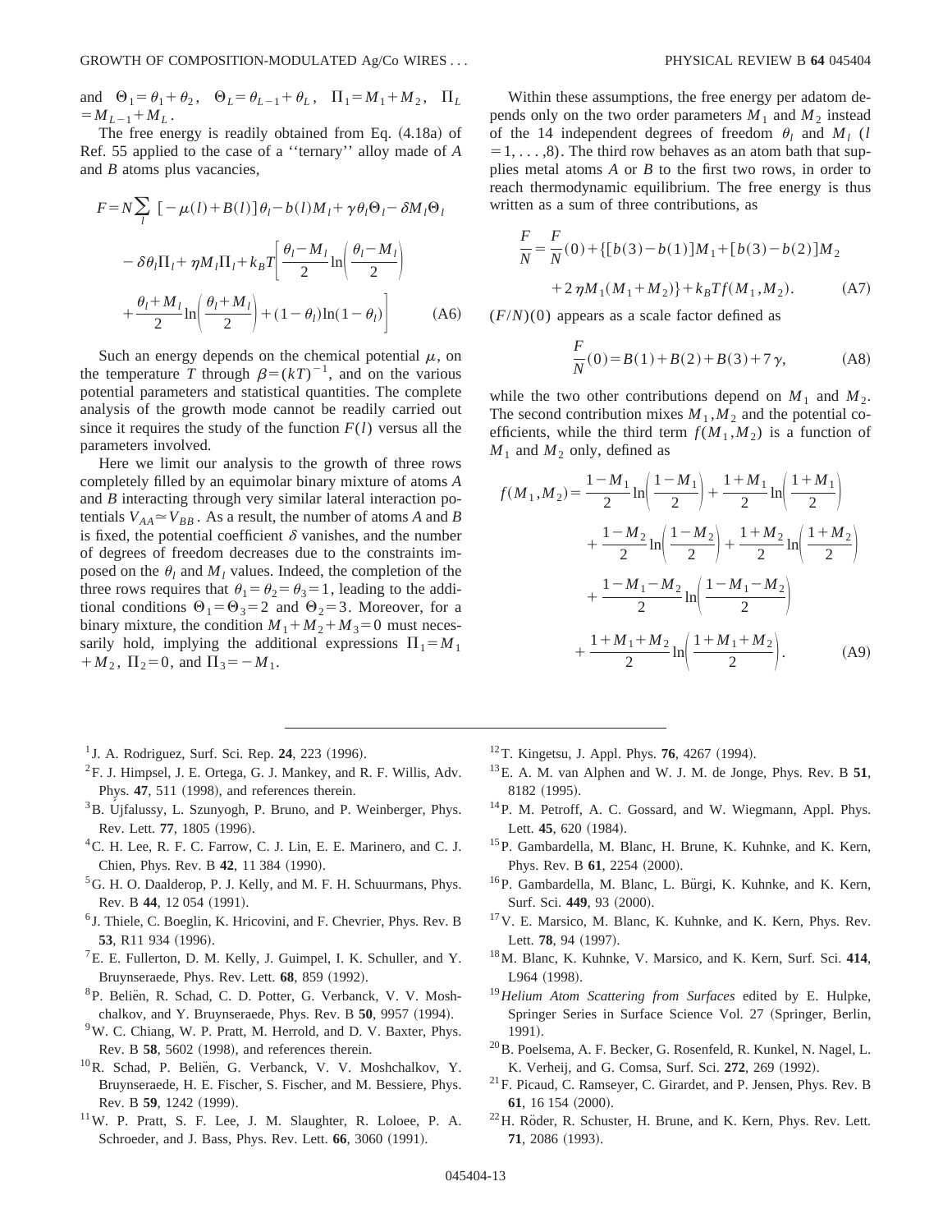and $\Theta_1 = \theta_1 + \theta_2$, $\Theta_L = \theta_{L-1} + \theta_L$, $\Pi_1 = M_1 + M_2$, $\Pi_L = M_{L-1} + M_L$.

The free energy is readily obtained from Eq. (4.18a) of Ref. 55 applied to the case of a ''ternary'' alloy made of $A$ and $B$ atoms plus vacancies,

$$F = N\sum_l \left[ -\mu(l) + B(l) \right]\theta_l - b(l)M_l + \gamma\theta_l\Theta_l - \delta M_l\Theta_l - \delta\theta_l\Pi_l + \eta M_l\Pi_l + k_BT\left[ \frac{\theta_l - M_l}{2}\ln\left(\frac{\theta_l - M_l}{2}\right) + \frac{\theta_l + M_l}{2}\ln\left(\frac{\theta_l + M_l}{2}\right) + (1-\theta_l)\ln(1-\theta_l) \right] \quad \text{(A6)}$$

Such an energy depends on the chemical potential $\mu$, on the temperature $T$ through $\beta = (kT)^{-1}$, and on the various potential parameters and statistical quantities. The complete analysis of the growth mode cannot be readily carried out since it requires the study of the function $F(l)$ versus all the parameters involved.

Here we limit our analysis to the growth of three rows completely filled by an equimolar binary mixture of atoms $A$ and $B$ interacting through very similar lateral interaction potentials $V_{AA} \simeq V_{BB}$. As a result, the number of atoms $A$ and $B$ is fixed, the potential coefficient $\delta$ vanishes, and the number of degrees of freedom decreases due to the constraints imposed on the $\theta_l$ and $M_l$ values. Indeed, the completion of the three rows requires that $\theta_1 = \theta_2 = \theta_3 = 1$, leading to the additional conditions $\Theta_1 = \Theta_3 = 2$ and $\Theta_2 = 3$. Moreover, for a binary mixture, the condition $M_1 + M_2 + M_3 = 0$ must necessarily hold, implying the additional expressions $\Pi_1 = M_1 + M_2$, $\Pi_2 = 0$, and $\Pi_3 = -M_1$.

Within these assumptions, the free energy per adatom depends only on the two order parameters $M_1$ and $M_2$ instead of the 14 independent degrees of freedom $\theta_l$ and $M_l$ ($l = 1, \ldots, 8$). The third row behaves as an atom bath that supplies metal atoms $A$ or $B$ to the first two rows, in order to reach thermodynamic equilibrium. The free energy is thus written as a sum of three contributions, as

$$\frac{F}{N} = \frac{F}{N}(0) + \{[b(3) - b(1)]M_1 + [b(3) - b(2)]M_2 + 2\eta M_1(M_1 + M_2)\} + k_BTf(M_1, M_2). \quad \text{(A7)}$$

$(F/N)(0)$ appears as a scale factor defined as

$$\frac{F}{N}(0) = B(1) + B(2) + B(3) + 7\gamma, \quad \text{(A8)}$$

while the two other contributions depend on $M_1$ and $M_2$. The second contribution mixes $M_1, M_2$ and the potential coefficients, while the third term $f(M_1, M_2)$ is a function of $M_1$ and $M_2$ only, defined as

$$f(M_1, M_2) = \frac{1 - M_1}{2}\ln\left(\frac{1 - M_1}{2}\right) + \frac{1 + M_1}{2}\ln\left(\frac{1 + M_1}{2}\right) + \frac{1 - M_2}{2}\ln\left(\frac{1 - M_2}{2}\right) + \frac{1 + M_2}{2}\ln\left(\frac{1 + M_2}{2}\right) + \frac{1 - M_1 - M_2}{2}\ln\left(\frac{1 - M_1 - M_2}{2}\right) + \frac{1 + M_1 + M_2}{2}\ln\left(\frac{1 + M_1 + M_2}{2}\right). \quad \text{(A9)}$$

---

[1] J. A. Rodriguez, Surf. Sci. Rep. **24**, 223 (1996).

[2] F. J. Himpsel, J. E. Ortega, G. J. Mankey, and R. F. Willis, Adv. Phys. **47**, 511 (1998), and references therein.

[3] B. Újfalussy, L. Szunyogh, P. Bruno, and P. Weinberger, Phys. Rev. Lett. **77**, 1805 (1996).

[4] C. H. Lee, R. F. C. Farrow, C. J. Lin, E. E. Marinero, and C. J. Chien, Phys. Rev. B **42**, 11 384 (1990).

[5] G. H. O. Daalderop, P. J. Kelly, and M. F. H. Schuurmans, Phys. Rev. B **44**, 12 054 (1991).

[6] J. Thiele, C. Boeglin, K. Hricovini, and F. Chevrier, Phys. Rev B **53**, R11 934 (1996).

[7] E. E. Fullerton, D. M. Kelly, J. Guimpel, I. K. Schuller, and Y. Bruynseraede, Phys. Rev. Lett. **68**, 859 (1992).

[8] P. Beliën, R. Schad, C. D. Potter, G. Verbanck, V. V. Moshchalkov, and Y. Bruynseraede, Phys. Rev. B **50**, 9957 (1994).

[9] W. C. Chiang, W. P. Pratt, M. Herrold, and D. V. Baxter, Phys. Rev. B **58**, 5602 (1998), and references therein.

[10] R. Schad, P. Beliën, G. Verbanck, V. V. Moshchalkov, Y. Bruynseraede, H. E. Fischer, S. Fischer, and M. Bessiere, Phys. Rev. B **59**, 1242 (1999).

[11] W. P. Pratt, S. F. Lee, J. M. Slaughter, R. Loloee, P. A. Schroeder, and J. Bass, Phys. Rev. Lett. **66**, 3060 (1991).

[12] T. Kingetsu, J. Appl. Phys. **76**, 4267 (1994).

[13] E. A. M. van Alphen and W. J. M. de Jonge, Phys. Rev. B **51**, 8182 (1995).

[14] P. M. Petroff, A. C. Gossard, and W. Wiegmann, Appl. Phys. Lett. **45**, 620 (1984).

[15] P. Gambardella, M. Blanc, H. Brune, K. Kuhnke, and K. Kern, Phys. Rev. B **61**, 2254 (2000).

[16] P. Gambardella, M. Blanc, L. Bürgi, K. Kuhnke, and K. Kern, Surf. Sci. **449**, 93 (2000).

[17] V. E. Marsico, M. Blanc, K. Kuhnke, and K. Kern, Phys. Rev. Lett. **78**, 94 (1997).

[18] M. Blanc, K. Kuhnke, V. Marsico, and K. Kern, Surf. Sci. **414**, L964 (1998).

[19] *Helium Atom Scattering from Surfaces* edited by E. Hulpke, Springer Series in Surface Science Vol. 27 (Springer, Berlin, 1991).

[20] B. Poelsema, A. F. Becker, G. Rosenfeld, R. Kunkel, N. Nagel, L. K. Verheij, and G. Comsa, Surf. Sci. **272**, 269 (1992).

[21] F. Picaud, C. Ramseyer, C. Girardet, and P. Jensen, Phys. Rev. B **61**, 16 154 (2000).

[22] H. Röder, R. Schuster, H. Brune, and K. Kern, Phys. Rev. Lett. **71**, 2086 (1993).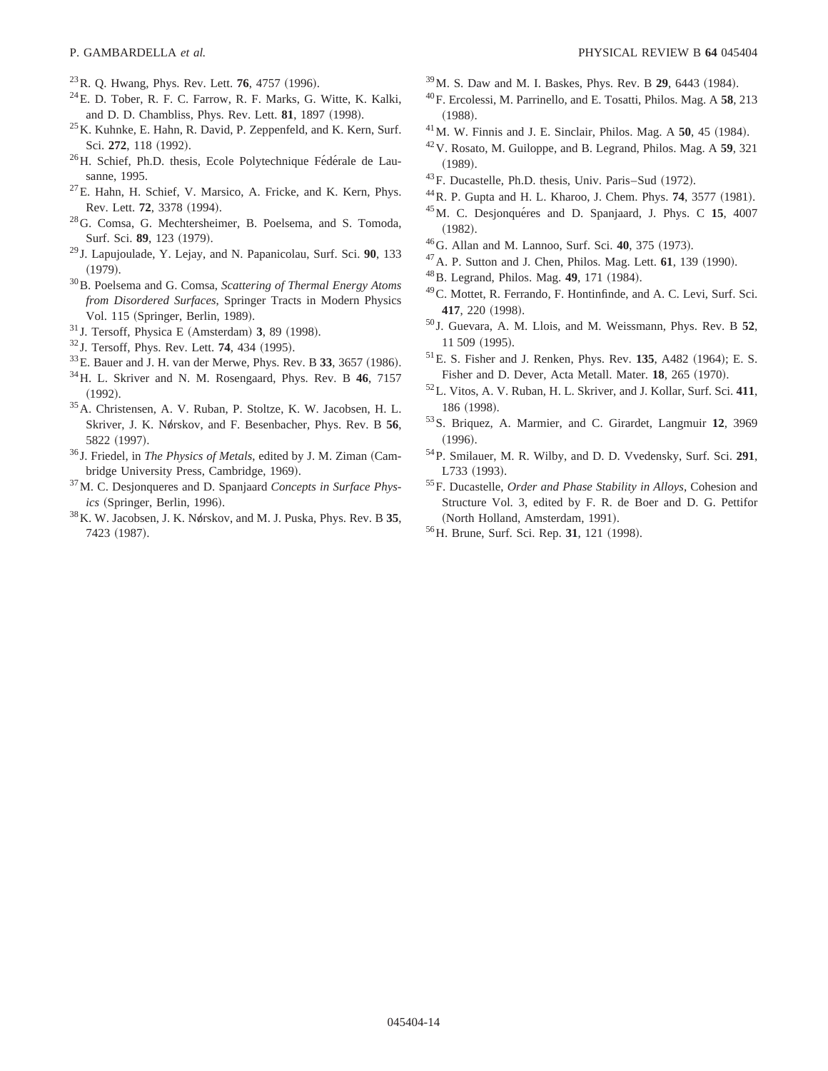[23] R. Q. Hwang, Phys. Rev. Lett. **76**, 4757 (1996).

[24] E. D. Tober, R. F. C. Farrow, R. F. Marks, G. Witte, K. Kalki, and D. D. Chambliss, Phys. Rev. Lett. **81**, 1897 (1998).

[25] K. Kuhnke, E. Hahn, R. David, P. Zeppenfeld, and K. Kern, Surf. Sci. **272**, 118 (1992).

[26] H. Schief, Ph.D. thesis, Ecole Polytechnique Fédérale de Lausanne, 1995.

[27] E. Hahn, H. Schief, V. Marsico, A. Fricke, and K. Kern, Phys. Rev. Lett. **72**, 3378 (1994).

[28] G. Comsa, G. Mechtersheimer, B. Poelsema, and S. Tomoda, Surf. Sci. **89**, 123 (1979).

[29] J. Lapujoulade, Y. Lejay, and N. Papanicolau, Surf. Sci. **90**, 133 (1979).

[30] B. Poelsema and G. Comsa, *Scattering of Thermal Energy Atoms from Disordered Surfaces*, Springer Tracts in Modern Physics Vol. 115 (Springer, Berlin, 1989).

[31] J. Tersoff, Physica E (Amsterdam) **3**, 89 (1998).

[32] J. Tersoff, Phys. Rev. Lett. **74**, 434 (1995).

[33] E. Bauer and J. H. van der Merwe, Phys. Rev. B **33**, 3657 (1986).

[34] H. L. Skriver and N. M. Rosengaard, Phys. Rev. B **46**, 7157 (1992).

[35] A. Christensen, A. V. Ruban, P. Stoltze, K. W. Jacobsen, H. L. Skriver, J. K. Nørskov, and F. Besenbacher, Phys. Rev. B **56**, 5822 (1997).

[36] J. Friedel, in *The Physics of Metals*, edited by J. M. Ziman (Cambridge University Press, Cambridge, 1969).

[37] M. C. Desjonqueres and D. Spanjaard *Concepts in Surface Physics* (Springer, Berlin, 1996).

[38] K. W. Jacobsen, J. K. Nørskov, and M. J. Puska, Phys. Rev. B **35**, 7423 (1987).

[39] M. S. Daw and M. I. Baskes, Phys. Rev. B **29**, 6443 (1984).

[40] F. Ercolessi, M. Parrinello, and E. Tosatti, Philos. Mag. A **58**, 213 (1988).

[41] M. W. Finnis and J. E. Sinclair, Philos. Mag. A **50**, 45 (1984).

[42] V. Rosato, M. Guiloppe, and B. Legrand, Philos. Mag. A **59**, 321 (1989).

[43] F. Ducastelle, Ph.D. thesis, Univ. Paris–Sud (1972).

[44] R. P. Gupta and H. L. Kharoo, J. Chem. Phys. **74**, 3577 (1981).

[45] M. C. Desjonquéres and D. Spanjaard, J. Phys. C **15**, 4007 (1982).

[46] G. Allan and M. Lannoo, Surf. Sci. **40**, 375 (1973).

[47] A. P. Sutton and J. Chen, Philos. Mag. Lett. **61**, 139 (1990).

[48] B. Legrand, Philos. Mag. **49**, 171 (1984).

[49] C. Mottet, R. Ferrando, F. Hontinfinde, and A. C. Levi, Surf. Sci. **417**, 220 (1998).

[50] J. Guevara, A. M. Llois, and M. Weissmann, Phys. Rev. B **52**, 11 509 (1995).

[51] E. S. Fisher and J. Renken, Phys. Rev. **135**, A482 (1964); E. S. Fisher and D. Dever, Acta Metall. Mater. **18**, 265 (1970).

[52] L. Vitos, A. V. Ruban, H. L. Skriver, and J. Kollar, Surf. Sci. **411**, 186 (1998).

[53] S. Briquez, A. Marmier, and C. Girardet, Langmuir **12**, 3969 (1996).

[54] P. Smilauer, M. R. Wilby, and D. D. Vvedensky, Surf. Sci. **291**, L733 (1993).

[55] F. Ducastelle, *Order and Phase Stability in Alloys*, Cohesion and Structure Vol. 3, edited by F. R. de Boer and D. G. Pettifor (North Holland, Amsterdam, 1991).

[56] H. Brune, Surf. Sci. Rep. **31**, 121 (1998).